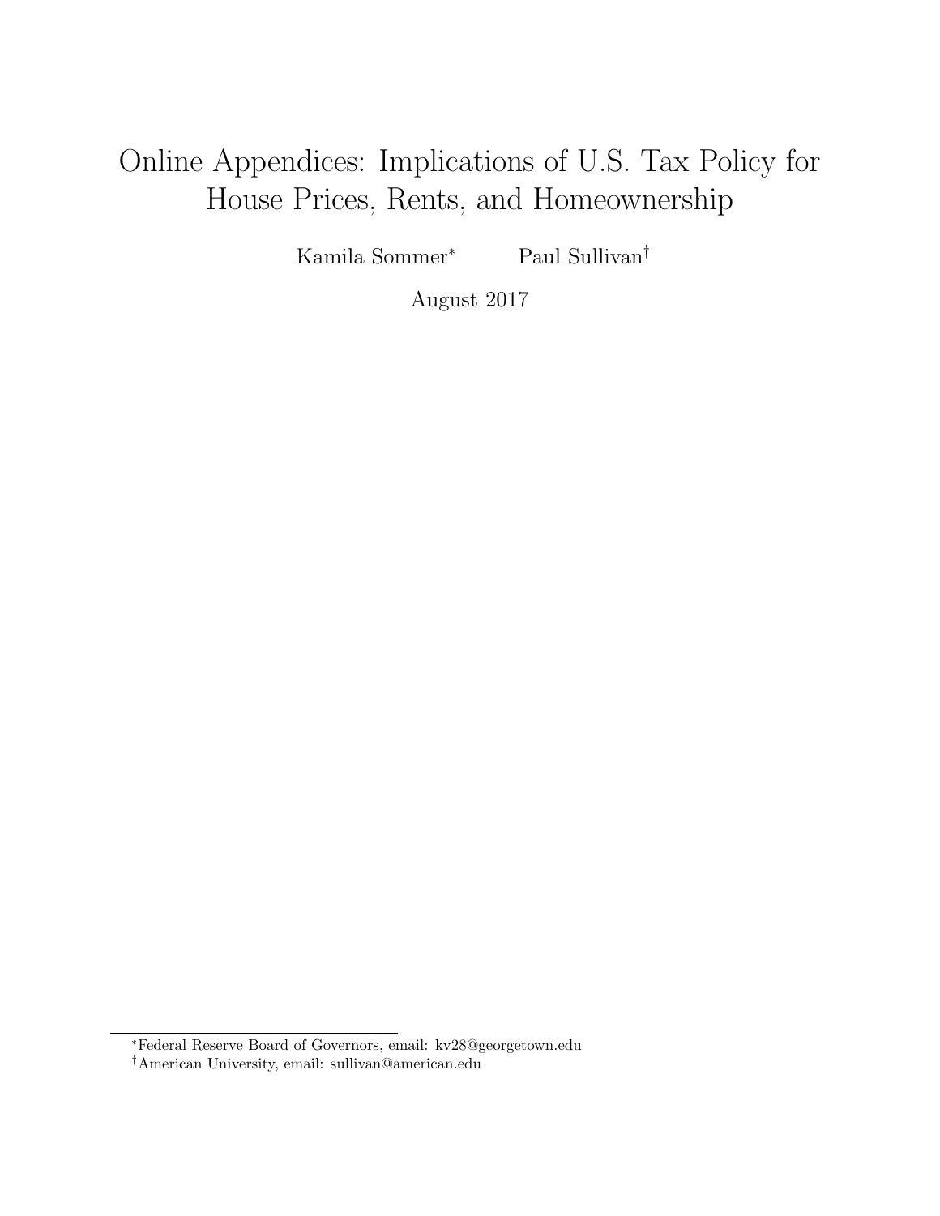# Online Appendices: Implications of U.S. Tax Policy for House Prices, Rents, and Homeownership

Kamila Sommer* Paul Sullivan†

August 2017

*Federal Reserve Board of Governors, email: kv28@georgetown.edu

†American University, email: sullivan@american.edu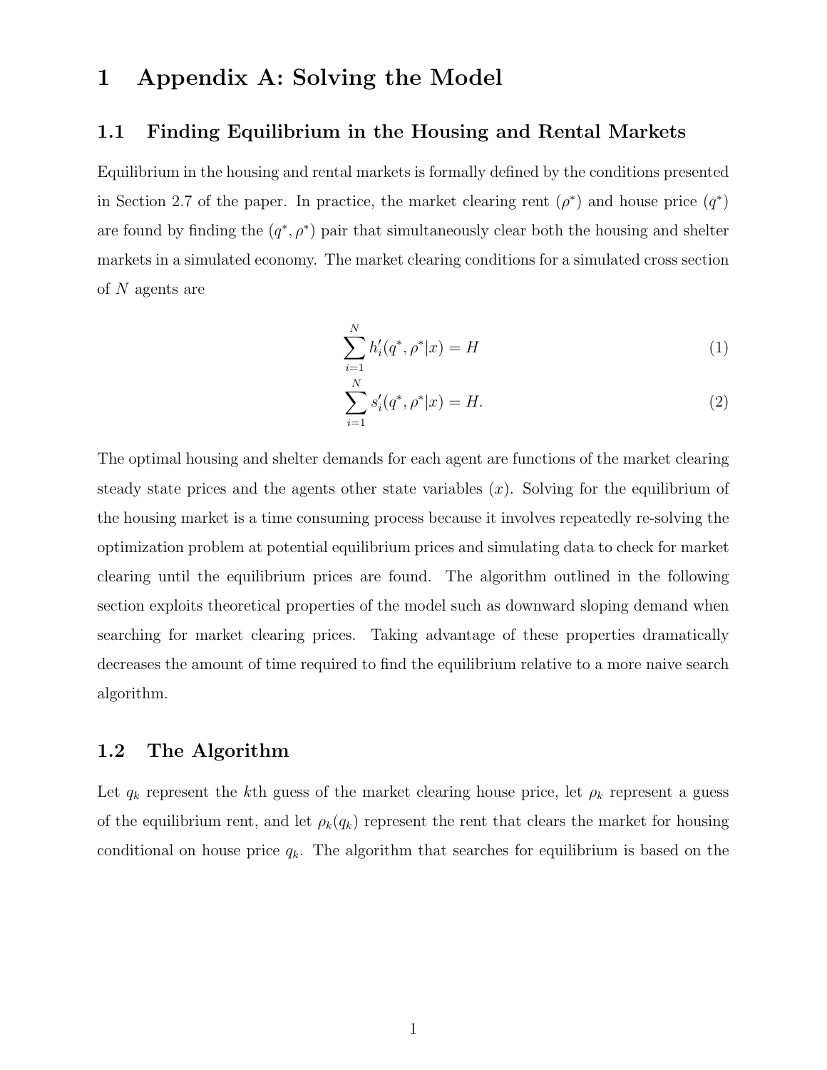# 1 Appendix A: Solving the Model

## 1.1 Finding Equilibrium in the Housing and Rental Markets

Equilibrium in the housing and rental markets is formally defined by the conditions presented in Section 2.7 of the paper. In practice, the market clearing rent ($\rho^*$) and house price ($q^*$) are found by finding the $(q^*, \rho^*)$ pair that simultaneously clear both the housing and shelter markets in a simulated economy. The market clearing conditions for a simulated cross section of $N$ agents are

$$\sum_{i=1}^{N} h_i'(q^*, \rho^*|x) = H \tag{1}$$

$$\sum_{i=1}^{N} s_i'(q^*, \rho^*|x) = H. \tag{2}$$

The optimal housing and shelter demands for each agent are functions of the market clearing steady state prices and the agents other state variables ($x$). Solving for the equilibrium of the housing market is a time consuming process because it involves repeatedly re-solving the optimization problem at potential equilibrium prices and simulating data to check for market clearing until the equilibrium prices are found. The algorithm outlined in the following section exploits theoretical properties of the model such as downward sloping demand when searching for market clearing prices. Taking advantage of these properties dramatically decreases the amount of time required to find the equilibrium relative to a more naive search algorithm.

## 1.2 The Algorithm

Let $q_k$ represent the $k$th guess of the market clearing house price, let $\rho_k$ represent a guess of the equilibrium rent, and let $\rho_k(q_k)$ represent the rent that clears the market for housing conditional on house price $q_k$. The algorithm that searches for equilibrium is based on the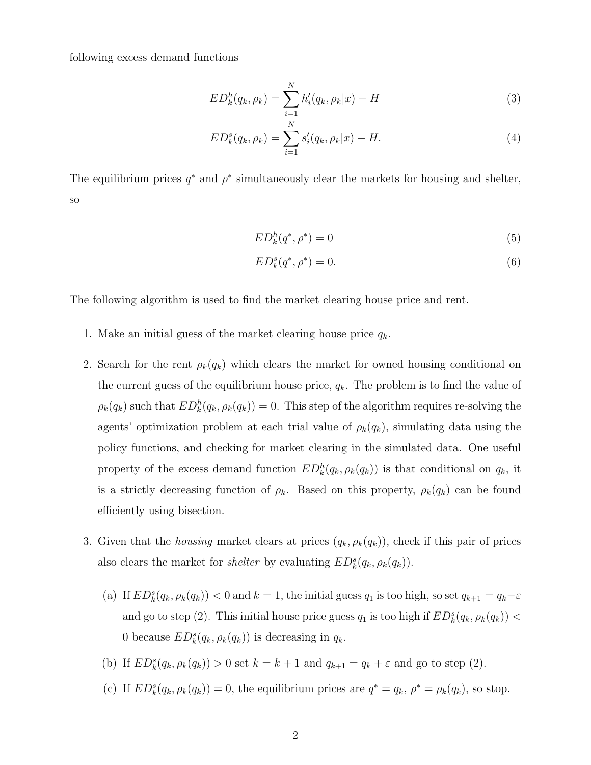following excess demand functions

$$ED_k^h(q_k, \rho_k) = \sum_{i=1}^{N} h_i'(q_k, \rho_k | x) - H \tag{3}$$

$$ED_k^s(q_k, \rho_k) = \sum_{i=1}^{N} s_i'(q_k, \rho_k | x) - H. \tag{4}$$

The equilibrium prices $q^*$ and $\rho^*$ simultaneously clear the markets for housing and shelter, so

$$ED_k^h(q^*, \rho^*) = 0 \tag{5}$$

$$ED_k^s(q^*, \rho^*) = 0. \tag{6}$$

The following algorithm is used to find the market clearing house price and rent.

1. Make an initial guess of the market clearing house price $q_k$.

2. Search for the rent $\rho_k(q_k)$ which clears the market for owned housing conditional on the current guess of the equilibrium house price, $q_k$. The problem is to find the value of $\rho_k(q_k)$ such that $ED_k^h(q_k, \rho_k(q_k)) = 0$. This step of the algorithm requires re-solving the agents' optimization problem at each trial value of $\rho_k(q_k)$, simulating data using the policy functions, and checking for market clearing in the simulated data. One useful property of the excess demand function $ED_k^h(q_k, \rho_k(q_k))$ is that conditional on $q_k$, it is a strictly decreasing function of $\rho_k$. Based on this property, $\rho_k(q_k)$ can be found efficiently using bisection.

3. Given that the *housing* market clears at prices $(q_k, \rho_k(q_k))$, check if this pair of prices also clears the market for *shelter* by evaluating $ED_k^s(q_k, \rho_k(q_k))$.

   (a) If $ED_k^s(q_k, \rho_k(q_k)) < 0$ and $k = 1$, the initial guess $q_1$ is too high, so set $q_{k+1} = q_k - \varepsilon$ and go to step (2). This initial house price guess $q_1$ is too high if $ED_k^s(q_k, \rho_k(q_k)) < 0$ because $ED_k^s(q_k, \rho_k(q_k))$ is decreasing in $q_k$.

   (b) If $ED_k^s(q_k, \rho_k(q_k)) > 0$ set $k = k + 1$ and $q_{k+1} = q_k + \varepsilon$ and go to step (2).

   (c) If $ED_k^s(q_k, \rho_k(q_k)) = 0$, the equilibrium prices are $q^* = q_k$, $\rho^* = \rho_k(q_k)$, so stop.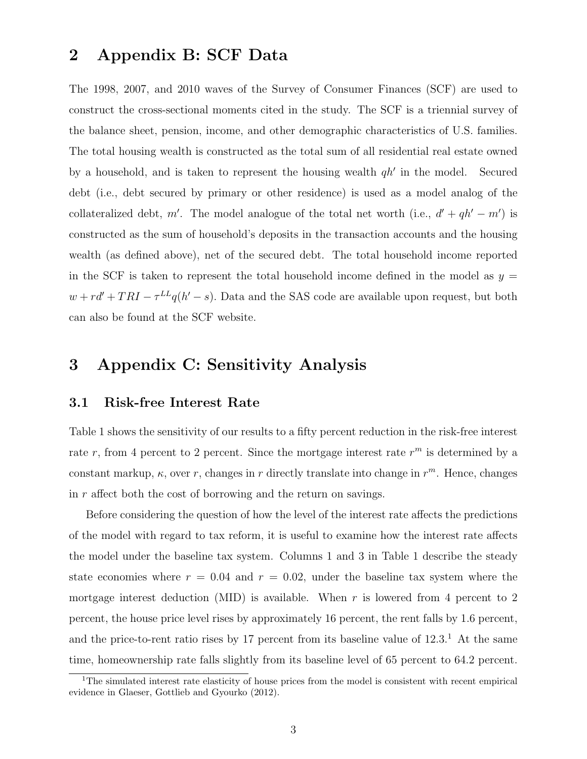# 2 Appendix B: SCF Data

The 1998, 2007, and 2010 waves of the Survey of Consumer Finances (SCF) are used to construct the cross-sectional moments cited in the study. The SCF is a triennial survey of the balance sheet, pension, income, and other demographic characteristics of U.S. families. The total housing wealth is constructed as the total sum of all residential real estate owned by a household, and is taken to represent the housing wealth $qh'$ in the model. Secured debt (i.e., debt secured by primary or other residence) is used as a model analog of the collateralized debt, $m'$. The model analogue of the total net worth (i.e., $d' + qh' - m'$) is constructed as the sum of household's deposits in the transaction accounts and the housing wealth (as defined above), net of the secured debt. The total household income reported in the SCF is taken to represent the total household income defined in the model as $y = w + rd' + TRI - \tau^{LL}q(h' - s)$. Data and the SAS code are available upon request, but both can also be found at the SCF website.

# 3 Appendix C: Sensitivity Analysis

## 3.1 Risk-free Interest Rate

Table 1 shows the sensitivity of our results to a fifty percent reduction in the risk-free interest rate $r$, from 4 percent to 2 percent. Since the mortgage interest rate $r^m$ is determined by a constant markup, $\kappa$, over $r$, changes in $r$ directly translate into change in $r^m$. Hence, changes in $r$ affect both the cost of borrowing and the return on savings.

Before considering the question of how the level of the interest rate affects the predictions of the model with regard to tax reform, it is useful to examine how the interest rate affects the model under the baseline tax system. Columns 1 and 3 in Table 1 describe the steady state economies where $r = 0.04$ and $r = 0.02$, under the baseline tax system where the mortgage interest deduction (MID) is available. When $r$ is lowered from 4 percent to 2 percent, the house price level rises by approximately 16 percent, the rent falls by 1.6 percent, and the price-to-rent ratio rises by 17 percent from its baseline value of 12.3.[1] At the same time, homeownership rate falls slightly from its baseline level of 65 percent to 64.2 percent.

[1] The simulated interest rate elasticity of house prices from the model is consistent with recent empirical evidence in Glaeser, Gottlieb and Gyourko (2012).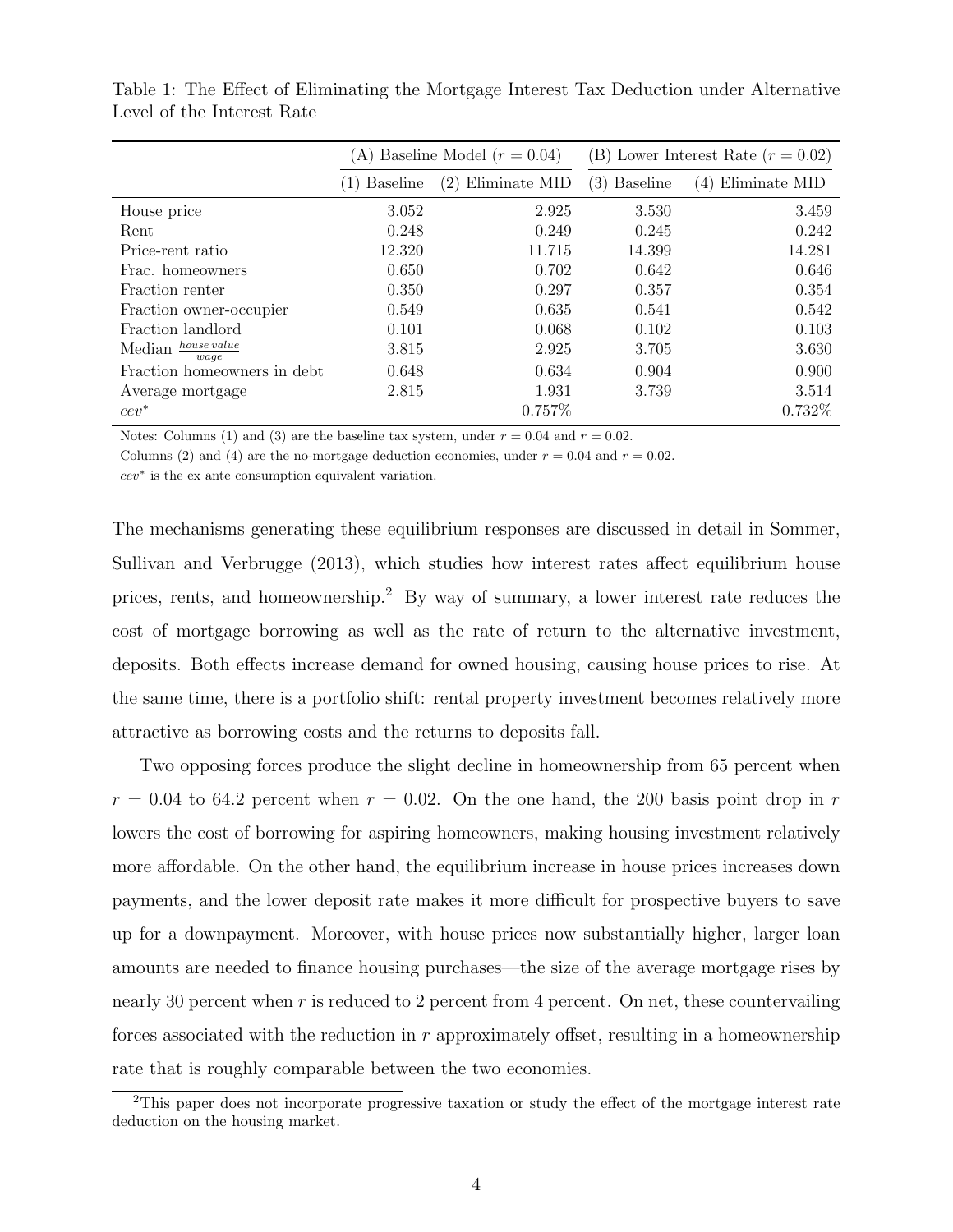Table 1: The Effect of Eliminating the Mortgage Interest Tax Deduction under Alternative Level of the Interest Rate

| | (A) Baseline Model ($r = 0.04$) | | (B) Lower Interest Rate ($r = 0.02$) | |
|---|---|---|---|---|
| | (1) Baseline | (2) Eliminate MID | (3) Baseline | (4) Eliminate MID |
| House price | 3.052 | 2.925 | 3.530 | 3.459 |
| Rent | 0.248 | 0.249 | 0.245 | 0.242 |
| Price-rent ratio | 12.320 | 11.715 | 14.399 | 14.281 |
| Frac. homeowners | 0.650 | 0.702 | 0.642 | 0.646 |
| Fraction renter | 0.350 | 0.297 | 0.357 | 0.354 |
| Fraction owner-occupier | 0.549 | 0.635 | 0.541 | 0.542 |
| Fraction landlord | 0.101 | 0.068 | 0.102 | 0.103 |
| Median $\frac{house\ value}{wage}$ | 3.815 | 2.925 | 3.705 | 3.630 |
| Fraction homeowners in debt | 0.648 | 0.634 | 0.904 | 0.900 |
| Average mortgage | 2.815 | 1.931 | 3.739 | 3.514 |
| $cev^*$ | — | 0.757% | — | 0.732% |

Notes: Columns (1) and (3) are the baseline tax system, under $r = 0.04$ and $r = 0.02$.
Columns (2) and (4) are the no-mortgage deduction economies, under $r = 0.04$ and $r = 0.02$.
$cev^*$ is the ex ante consumption equivalent variation.

The mechanisms generating these equilibrium responses are discussed in detail in Sommer, Sullivan and Verbrugge (2013), which studies how interest rates affect equilibrium house prices, rents, and homeownership.[2] By way of summary, a lower interest rate reduces the cost of mortgage borrowing as well as the rate of return to the alternative investment, deposits. Both effects increase demand for owned housing, causing house prices to rise. At the same time, there is a portfolio shift: rental property investment becomes relatively more attractive as borrowing costs and the returns to deposits fall.

Two opposing forces produce the slight decline in homeownership from 65 percent when $r = 0.04$ to 64.2 percent when $r = 0.02$. On the one hand, the 200 basis point drop in $r$ lowers the cost of borrowing for aspiring homeowners, making housing investment relatively more affordable. On the other hand, the equilibrium increase in house prices increases down payments, and the lower deposit rate makes it more difficult for prospective buyers to save up for a downpayment. Moreover, with house prices now substantially higher, larger loan amounts are needed to finance housing purchases—the size of the average mortgage rises by nearly 30 percent when $r$ is reduced to 2 percent from 4 percent. On net, these countervailing forces associated with the reduction in $r$ approximately offset, resulting in a homeownership rate that is roughly comparable between the two economies.

[2] This paper does not incorporate progressive taxation or study the effect of the mortgage interest rate deduction on the housing market.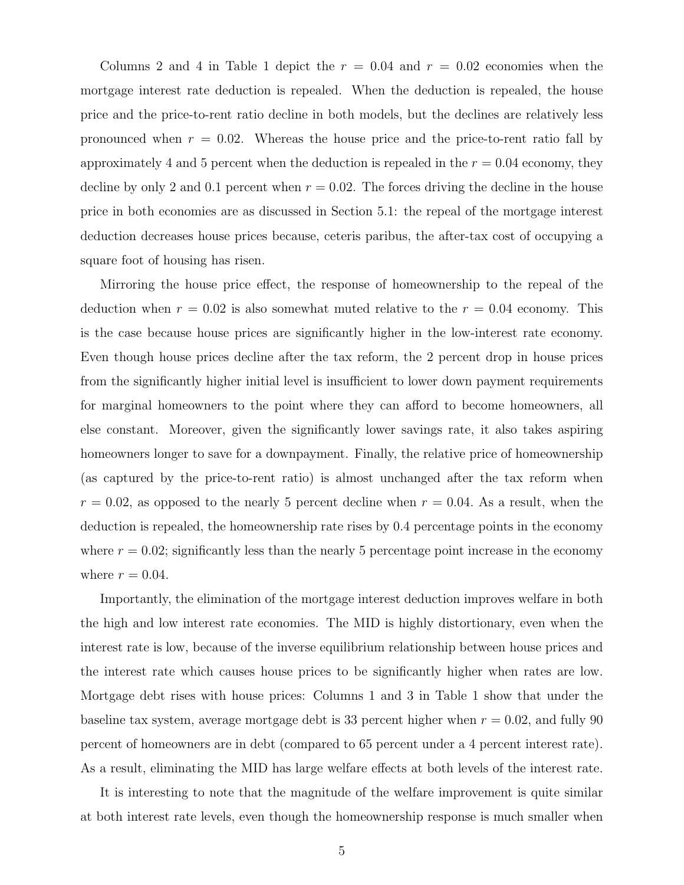Columns 2 and 4 in Table 1 depict the $r = 0.04$ and $r = 0.02$ economies when the mortgage interest rate deduction is repealed. When the deduction is repealed, the house price and the price-to-rent ratio decline in both models, but the declines are relatively less pronounced when $r = 0.02$. Whereas the house price and the price-to-rent ratio fall by approximately 4 and 5 percent when the deduction is repealed in the $r = 0.04$ economy, they decline by only 2 and 0.1 percent when $r = 0.02$. The forces driving the decline in the house price in both economies are as discussed in Section 5.1: the repeal of the mortgage interest deduction decreases house prices because, ceteris paribus, the after-tax cost of occupying a square foot of housing has risen.

Mirroring the house price effect, the response of homeownership to the repeal of the deduction when $r = 0.02$ is also somewhat muted relative to the $r = 0.04$ economy. This is the case because house prices are significantly higher in the low-interest rate economy. Even though house prices decline after the tax reform, the 2 percent drop in house prices from the significantly higher initial level is insufficient to lower down payment requirements for marginal homeowners to the point where they can afford to become homeowners, all else constant. Moreover, given the significantly lower savings rate, it also takes aspiring homeowners longer to save for a downpayment. Finally, the relative price of homeownership (as captured by the price-to-rent ratio) is almost unchanged after the tax reform when $r = 0.02$, as opposed to the nearly 5 percent decline when $r = 0.04$. As a result, when the deduction is repealed, the homeownership rate rises by 0.4 percentage points in the economy where $r = 0.02$; significantly less than the nearly 5 percentage point increase in the economy where $r = 0.04$.

Importantly, the elimination of the mortgage interest deduction improves welfare in both the high and low interest rate economies. The MID is highly distortionary, even when the interest rate is low, because of the inverse equilibrium relationship between house prices and the interest rate which causes house prices to be significantly higher when rates are low. Mortgage debt rises with house prices: Columns 1 and 3 in Table 1 show that under the baseline tax system, average mortgage debt is 33 percent higher when $r = 0.02$, and fully 90 percent of homeowners are in debt (compared to 65 percent under a 4 percent interest rate). As a result, eliminating the MID has large welfare effects at both levels of the interest rate.

It is interesting to note that the magnitude of the welfare improvement is quite similar at both interest rate levels, even though the homeownership response is much smaller when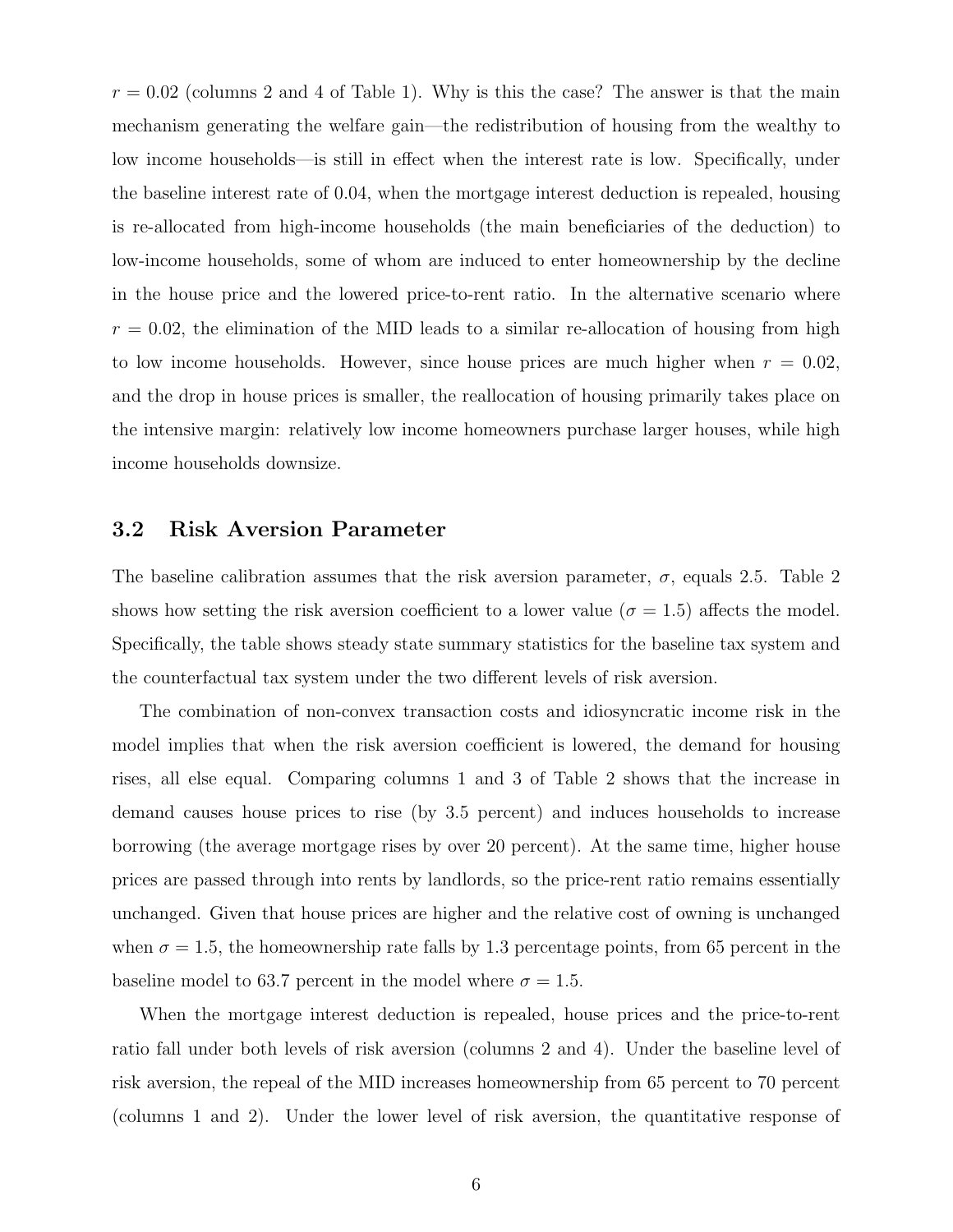$r = 0.02$ (columns 2 and 4 of Table 1). Why is this the case? The answer is that the main mechanism generating the welfare gain—the redistribution of housing from the wealthy to low income households—is still in effect when the interest rate is low. Specifically, under the baseline interest rate of 0.04, when the mortgage interest deduction is repealed, housing is re-allocated from high-income households (the main beneficiaries of the deduction) to low-income households, some of whom are induced to enter homeownership by the decline in the house price and the lowered price-to-rent ratio. In the alternative scenario where $r = 0.02$, the elimination of the MID leads to a similar re-allocation of housing from high to low income households. However, since house prices are much higher when $r = 0.02$, and the drop in house prices is smaller, the reallocation of housing primarily takes place on the intensive margin: relatively low income homeowners purchase larger houses, while high income households downsize.

## 3.2 Risk Aversion Parameter

The baseline calibration assumes that the risk aversion parameter, $\sigma$, equals 2.5. Table 2 shows how setting the risk aversion coefficient to a lower value ($\sigma = 1.5$) affects the model. Specifically, the table shows steady state summary statistics for the baseline tax system and the counterfactual tax system under the two different levels of risk aversion.

The combination of non-convex transaction costs and idiosyncratic income risk in the model implies that when the risk aversion coefficient is lowered, the demand for housing rises, all else equal. Comparing columns 1 and 3 of Table 2 shows that the increase in demand causes house prices to rise (by 3.5 percent) and induces households to increase borrowing (the average mortgage rises by over 20 percent). At the same time, higher house prices are passed through into rents by landlords, so the price-rent ratio remains essentially unchanged. Given that house prices are higher and the relative cost of owning is unchanged when $\sigma = 1.5$, the homeownership rate falls by 1.3 percentage points, from 65 percent in the baseline model to 63.7 percent in the model where $\sigma = 1.5$.

When the mortgage interest deduction is repealed, house prices and the price-to-rent ratio fall under both levels of risk aversion (columns 2 and 4). Under the baseline level of risk aversion, the repeal of the MID increases homeownership from 65 percent to 70 percent (columns 1 and 2). Under the lower level of risk aversion, the quantitative response of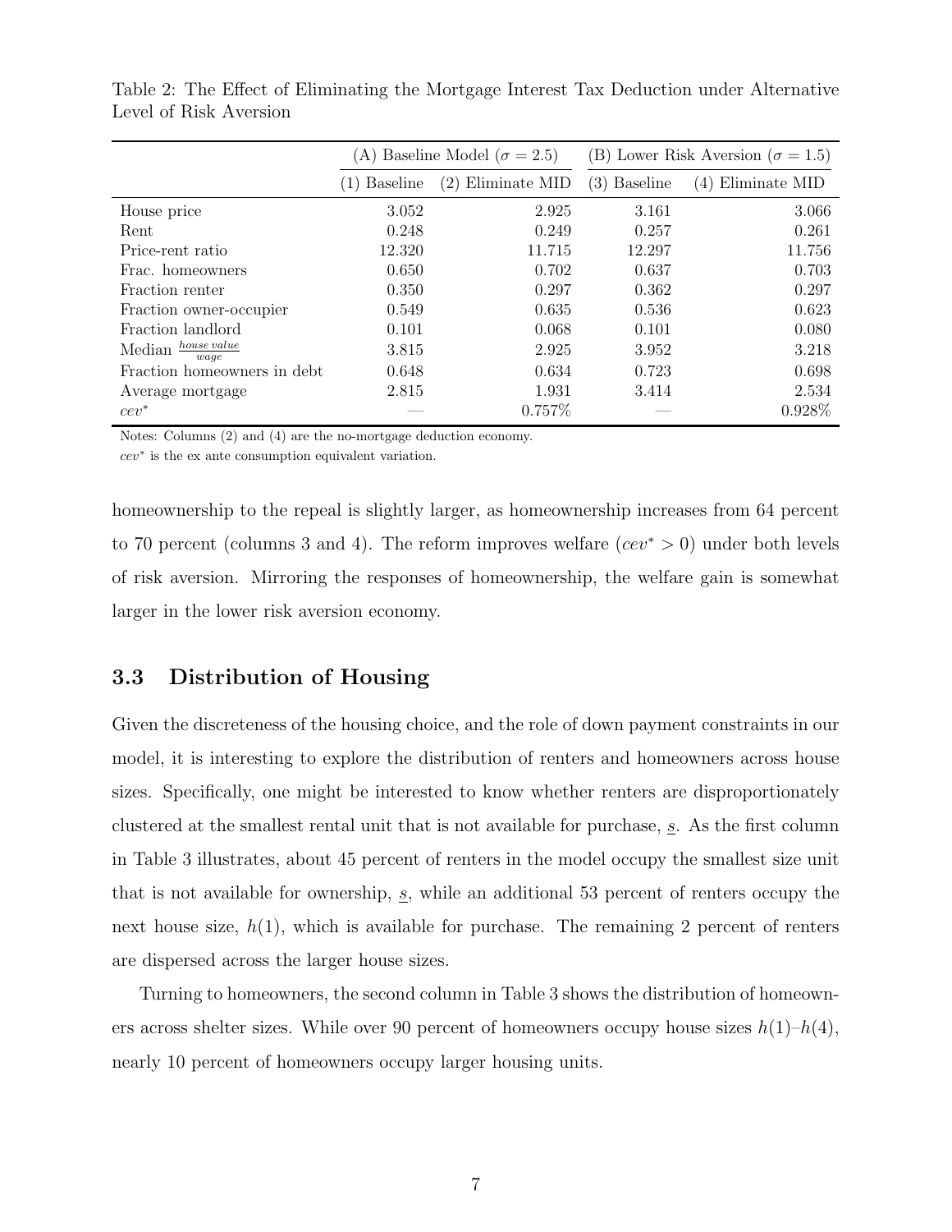Table 2: The Effect of Eliminating the Mortgage Interest Tax Deduction under Alternative Level of Risk Aversion

| | (A) Baseline Model ($\sigma = 2.5$) | | (B) Lower Risk Aversion ($\sigma = 1.5$) | |
|---|---|---|---|---|
| | (1) Baseline | (2) Eliminate MID | (3) Baseline | (4) Eliminate MID |
| House price | 3.052 | 2.925 | 3.161 | 3.066 |
| Rent | 0.248 | 0.249 | 0.257 | 0.261 |
| Price-rent ratio | 12.320 | 11.715 | 12.297 | 11.756 |
| Frac. homeowners | 0.650 | 0.702 | 0.637 | 0.703 |
| Fraction renter | 0.350 | 0.297 | 0.362 | 0.297 |
| Fraction owner-occupier | 0.549 | 0.635 | 0.536 | 0.623 |
| Fraction landlord | 0.101 | 0.068 | 0.101 | 0.080 |
| Median $\frac{house\ value}{wage}$ | 3.815 | 2.925 | 3.952 | 3.218 |
| Fraction homeowners in debt | 0.648 | 0.634 | 0.723 | 0.698 |
| Average mortgage | 2.815 | 1.931 | 3.414 | 2.534 |
| $cev^*$ | — | 0.757% | — | 0.928% |

Notes: Columns (2) and (4) are the no-mortgage deduction economy.
$cev^*$ is the ex ante consumption equivalent variation.

homeownership to the repeal is slightly larger, as homeownership increases from 64 percent to 70 percent (columns 3 and 4). The reform improves welfare ($cev^* > 0$) under both levels of risk aversion. Mirroring the responses of homeownership, the welfare gain is somewhat larger in the lower risk aversion economy.

### 3.3 Distribution of Housing

Given the discreteness of the housing choice, and the role of down payment constraints in our model, it is interesting to explore the distribution of renters and homeowners across house sizes. Specifically, one might be interested to know whether renters are disproportionately clustered at the smallest rental unit that is not available for purchase, $\underline{s}$. As the first column in Table 3 illustrates, about 45 percent of renters in the model occupy the smallest size unit that is not available for ownership, $\underline{s}$, while an additional 53 percent of renters occupy the next house size, $h(1)$, which is available for purchase. The remaining 2 percent of renters are dispersed across the larger house sizes.

Turning to homeowners, the second column in Table 3 shows the distribution of homeowners across shelter sizes. While over 90 percent of homeowners occupy house sizes $h(1)$–$h(4)$, nearly 10 percent of homeowners occupy larger housing units.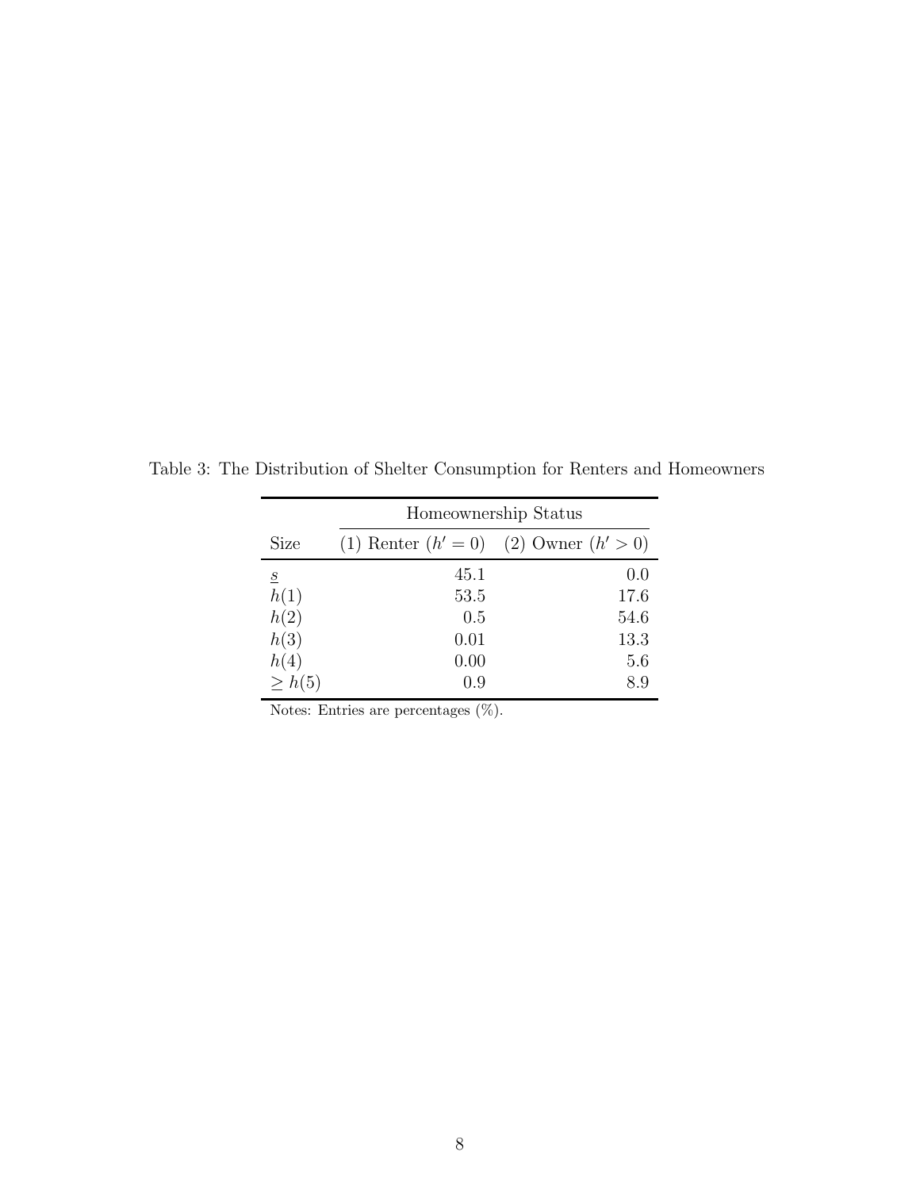Table 3: The Distribution of Shelter Consumption for Renters and Homeowners

| | Homeownership Status | |
|---|---|---|
| Size | (1) Renter ($h' = 0$) | (2) Owner ($h' > 0$) |
| $\underline{s}$ | 45.1 | 0.0 |
| $h(1)$ | 53.5 | 17.6 |
| $h(2)$ | 0.5 | 54.6 |
| $h(3)$ | 0.01 | 13.3 |
| $h(4)$ | 0.00 | 5.6 |
| $\geq h(5)$ | 0.9 | 8.9 |

Notes: Entries are percentages (%).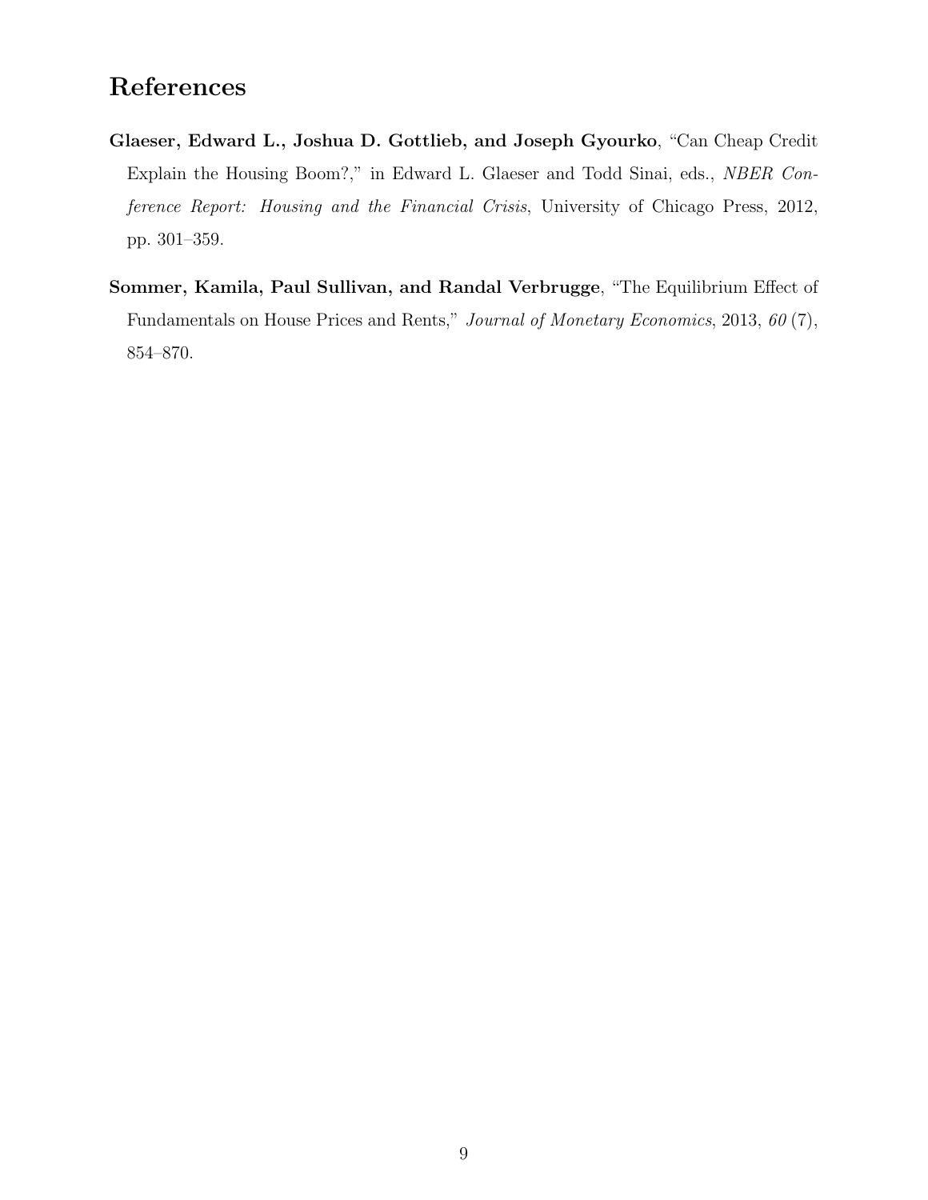# References

**Glaeser, Edward L., Joshua D. Gottlieb, and Joseph Gyourko**, "Can Cheap Credit Explain the Housing Boom?," in Edward L. Glaeser and Todd Sinai, eds., *NBER Conference Report: Housing and the Financial Crisis*, University of Chicago Press, 2012, pp. 301–359.

**Sommer, Kamila, Paul Sullivan, and Randal Verbrugge**, "The Equilibrium Effect of Fundamentals on House Prices and Rents," *Journal of Monetary Economics*, 2013, *60* (7), 854–870.